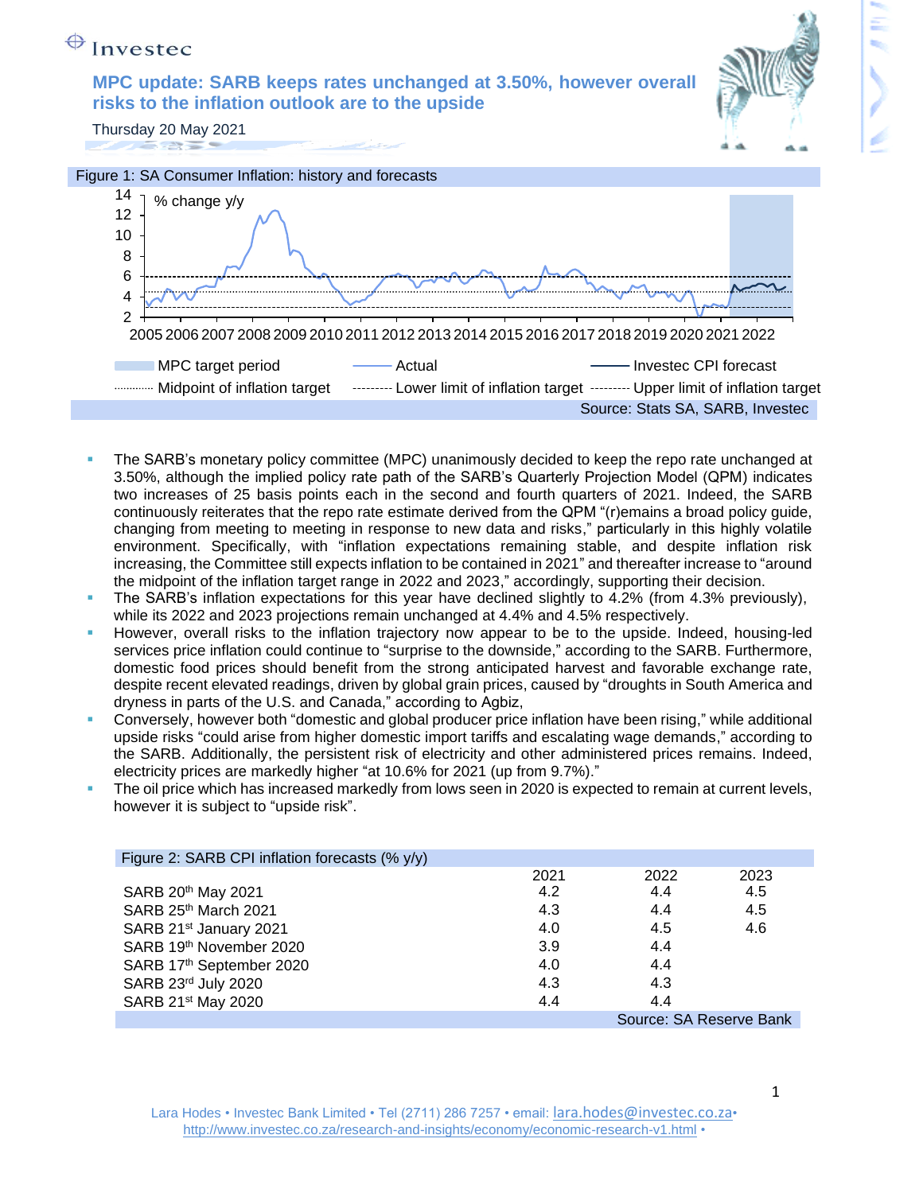Investec

# MPC update: SARB keeps rates unchanged at 3.50%, however overall risks to the inflation outlook are to the upside

Thursday 20 May 2021

Figure 1: SA Consumer Inflation: history and forecasts

Source: Stats SA, SARB, Investec

- The SARB's monetary policy committee (MPC) unanimously decided to keep the repo rate unchanged at 3.50%, although the implied policy rate path of the SARB's Quarterly Projection Model (QPM) indicates two increases of 25 basis points each in the second and fourth quarters of 2021. Indeed, the SARB continuously reiterates that the repo rate estimate derived from the QPM "(r)emains a broad policy guide, changing from meeting to meeting in response to new data and risks," particularly in this highly volatile environment. Specifically, with "inflation expectations remaining stable, and despite inflation risk increasing, the Committee still expects inflation to be contained in 2021" and thereafter increase to "around the midpoint of the inflation target range in 2022 and 2023," accordingly, supporting their decision.
- The SARB's inflation expectations for this year have declined slightly to 4.2% (from 4.3% previously), while its 2022 and 2023 projections remain unchanged at 4.4% and 4.5% respectively.
- However, overall risks to the inflation trajectory now appear to be to the upside. Indeed, housing-led services price inflation could continue to "surprise to the downside," according to the SARB. Furthermore, domestic food prices should benefit from the strong anticipated harvest and favorable exchange rate, despite recent elevated readings, driven by global grain prices, caused by "droughts in South America and dryness in parts of the U.S. and Canada," according to Agbiz,
- Conversely, however both "domestic and global producer price inflation have been rising," while additional upside risks "could arise from higher domestic import tariffs and escalating wage demands," according to the SARB. Additionally, the persistent risk of electricity and other administered prices remains. Indeed, electricity prices are markedly higher "at 10.6% for 2021 (up from 9.7%)."
- The oil price which has increased markedly from lows seen in 2020 is expected to remain at current levels, however it is subject to "upside risk".

Figure 2: SARB CPI inflation forecasts (% y/y)

| | 2021 | 2022 | 2023 |
|---|---|---|---|
| SARB 20th May 2021 | 4.2 | 4.4 | 4.5 |
| SARB 25th March 2021 | 4.3 | 4.4 | 4.5 |
| SARB 21st January 2021 | 4.0 | 4.5 | 4.6 |
| SARB 19th November 2020 | 3.9 | 4.4 | |
| SARB 17th September 2020 | 4.0 | 4.4 | |
| SARB 23rd July 2020 | 4.3 | 4.3 | |
| SARB 21st May 2020 | 4.4 | 4.4 | |

Source: SA Reserve Bank

Lara Hodes • Investec Bank Limited • Tel (2711) 286 7257 • email: lara.hodes@investec.co.za• http://www.investec.co.za/research-and-insights/economy/economic-research-v1.html •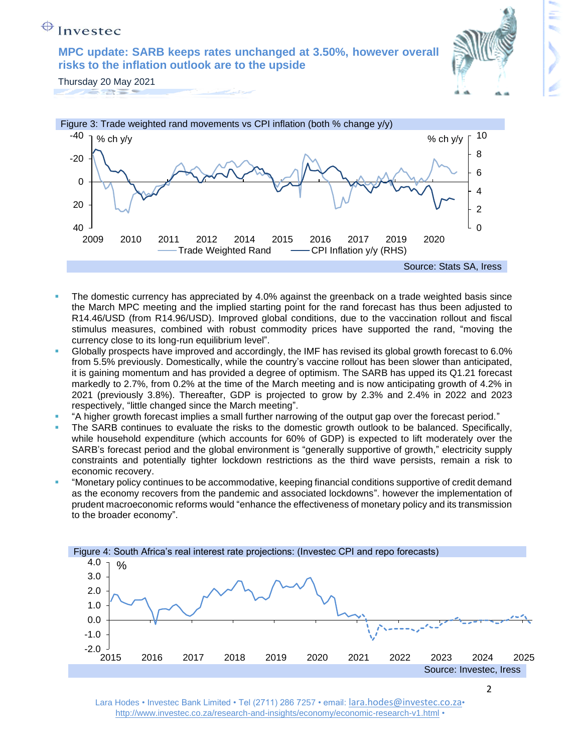Figure 3: Trade weighted rand movements vs CPI inflation (both % change y/y)

Source: Stats SA, Iress

- The domestic currency has appreciated by 4.0% against the greenback on a trade weighted basis since the March MPC meeting and the implied starting point for the rand forecast has thus been adjusted to R14.46/USD (from R14.96/USD). Improved global conditions, due to the vaccination rollout and fiscal stimulus measures, combined with robust commodity prices have supported the rand, "moving the currency close to its long-run equilibrium level".
- Globally prospects have improved and accordingly, the IMF has revised its global growth forecast to 6.0% from 5.5% previously. Domestically, while the country's vaccine rollout has been slower than anticipated, it is gaining momentum and has provided a degree of optimism. The SARB has upped its Q1.21 forecast markedly to 2.7%, from 0.2% at the time of the March meeting and is now anticipating growth of 4.2% in 2021 (previously 3.8%). Thereafter, GDP is projected to grow by 2.3% and 2.4% in 2022 and 2023 respectively, "little changed since the March meeting".
- "A higher growth forecast implies a small further narrowing of the output gap over the forecast period."
- The SARB continues to evaluate the risks to the domestic growth outlook to be balanced. Specifically, while household expenditure (which accounts for 60% of GDP) is expected to lift moderately over the SARB's forecast period and the global environment is "generally supportive of growth," electricity supply constraints and potentially tighter lockdown restrictions as the third wave persists, remain a risk to economic recovery.
- "Monetary policy continues to be accommodative, keeping financial conditions supportive of credit demand as the economy recovers from the pandemic and associated lockdowns". however the implementation of prudent macroeconomic reforms would "enhance the effectiveness of monetary policy and its transmission to the broader economy".

Figure 4: South Africa's real interest rate projections: (Investec CPI and repo forecasts)

Source: Investec, Iress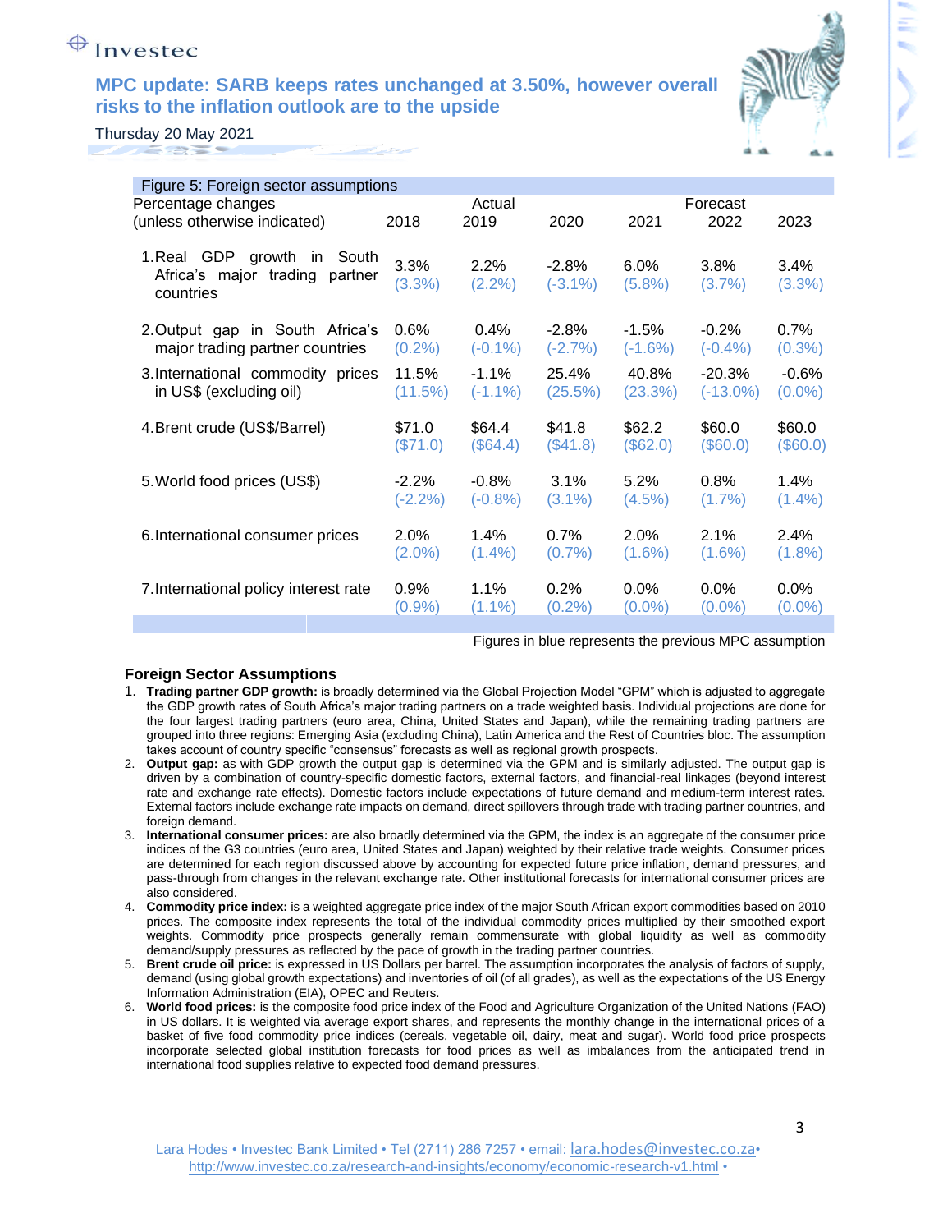# MPC update: SARB keeps rates unchanged at 3.50%, however overall risks to the inflation outlook are to the upside

Thursday 20 May 2021

| Figure 5: Foreign sector assumptions | | | | | | |
|---|---|---|---|---|---|---|
| Percentage changes | | Actual | | | Forecast | |
| (unless otherwise indicated) | 2018 | 2019 | 2020 | 2021 | 2022 | 2023 |
| 1. Real GDP growth in South Africa's major trading partner countries | 3.3% (3.3%) | 2.2% (2.2%) | -2.8% (-3.1%) | 6.0% (5.8%) | 3.8% (3.7%) | 3.4% (3.3%) |
| 2. Output gap in South Africa's major trading partner countries | 0.6% (0.2%) | 0.4% (-0.1%) | -2.8% (-2.7%) | -1.5% (-1.6%) | -0.2% (-0.4%) | 0.7% (0.3%) |
| 3. International commodity prices in US$ (excluding oil) | 11.5% (11.5%) | -1.1% (-1.1%) | 25.4% (25.5%) | 40.8% (23.3%) | -20.3% (-13.0%) | -0.6% (0.0%) |
| 4. Brent crude (US$/Barrel) | $71.0 ($71.0) | $64.4 ($64.4) | $41.8 ($41.8) | $62.2 ($62.0) | $60.0 ($60.0) | $60.0 ($60.0) |
| 5. World food prices (US$) | -2.2% (-2.2%) | -0.8% (-0.8%) | 3.1% (3.1%) | 5.2% (4.5%) | 0.8% (1.7%) | 1.4% (1.4%) |
| 6. International consumer prices | 2.0% (2.0%) | 1.4% (1.4%) | 0.7% (0.7%) | 2.0% (1.6%) | 2.1% (1.6%) | 2.4% (1.8%) |
| 7. International policy interest rate | 0.9% (0.9%) | 1.1% (1.1%) | 0.2% (0.2%) | 0.0% (0.0%) | 0.0% (0.0%) | 0.0% (0.0%) |

Figures in blue represents the previous MPC assumption

## Foreign Sector Assumptions

1. **Trading partner GDP growth:** is broadly determined via the Global Projection Model "GPM" which is adjusted to aggregate the GDP growth rates of South Africa's major trading partners on a trade weighted basis. Individual projections are done for the four largest trading partners (euro area, China, United States and Japan), while the remaining trading partners are grouped into three regions: Emerging Asia (excluding China), Latin America and the Rest of Countries bloc. The assumption takes account of country specific "consensus" forecasts as well as regional growth prospects.
2. **Output gap:** as with GDP growth the output gap is determined via the GPM and is similarly adjusted. The output gap is driven by a combination of country-specific domestic factors, external factors, and financial-real linkages (beyond interest rate and exchange rate effects). Domestic factors include expectations of future demand and medium-term interest rates. External factors include exchange rate impacts on demand, direct spillovers through trade with trading partner countries, and foreign demand.
3. **International consumer prices:** are also broadly determined via the GPM, the index is an aggregate of the consumer price indices of the G3 countries (euro area, United States and Japan) weighted by their relative trade weights. Consumer prices are determined for each region discussed above by accounting for expected future price inflation, demand pressures, and pass-through from changes in the relevant exchange rate. Other institutional forecasts for international consumer prices are also considered.
4. **Commodity price index:** is a weighted aggregate price index of the major South African export commodities based on 2010 prices. The composite index represents the total of the individual commodity prices multiplied by their smoothed export weights. Commodity price prospects generally remain commensurate with global liquidity as well as commodity demand/supply pressures as reflected by the pace of growth in the trading partner countries.
5. **Brent crude oil price:** is expressed in US Dollars per barrel. The assumption incorporates the analysis of factors of supply, demand (using global growth expectations) and inventories of oil (of all grades), as well as the expectations of the US Energy Information Administration (EIA), OPEC and Reuters.
6. **World food prices:** is the composite food price index of the Food and Agriculture Organization of the United Nations (FAO) in US dollars. It is weighted via average export shares, and represents the monthly change in the international prices of a basket of five food commodity price indices (cereals, vegetable oil, dairy, meat and sugar). World food price prospects incorporate selected global institution forecasts for food prices as well as imbalances from the anticipated trend in international food supplies relative to expected food demand pressures.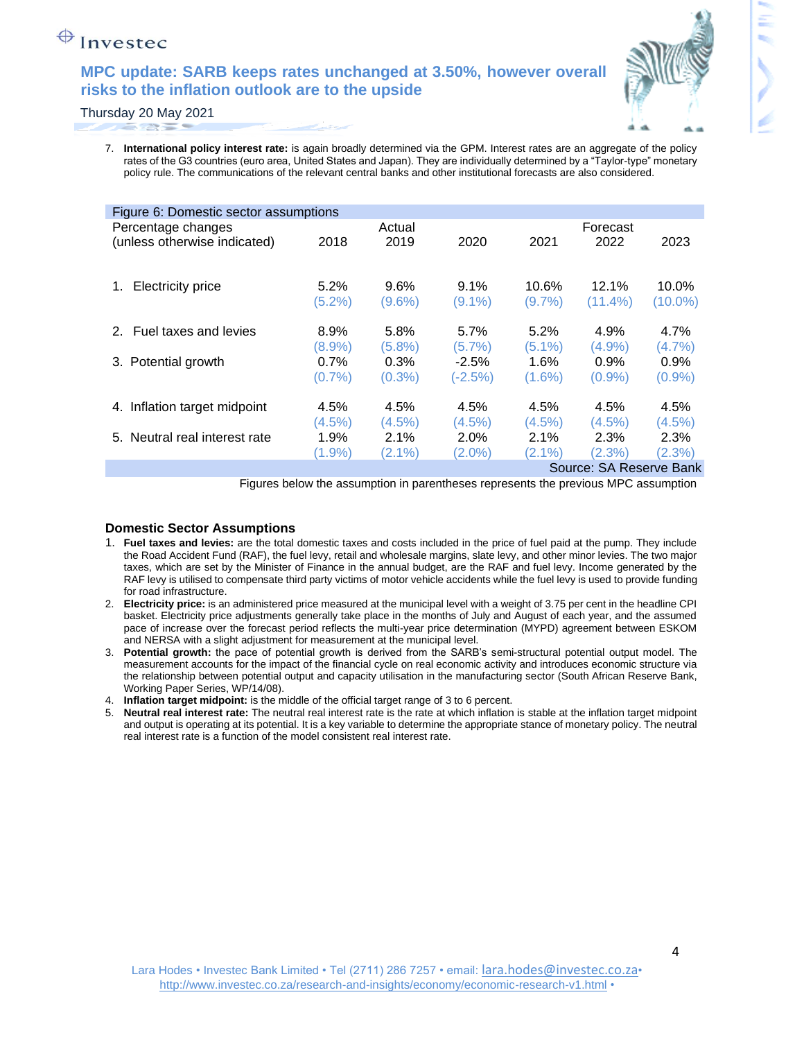7. **International policy interest rate:** is again broadly determined via the GPM. Interest rates are an aggregate of the policy rates of the G3 countries (euro area, United States and Japan). They are individually determined by a "Taylor-type" monetary policy rule. The communications of the relevant central banks and other institutional forecasts are also considered.

Figure 6: Domestic sector assumptions

| Percentage changes (unless otherwise indicated) | Actual 2018 | Actual 2019 | Actual 2020 | Forecast 2021 | Forecast 2022 | Forecast 2023 |
|---|---|---|---|---|---|---|
| 1. Electricity price | 5.2% (5.2%) | 9.6% (9.6%) | 9.1% (9.1%) | 10.6% (9.7%) | 12.1% (11.4%) | 10.0% (10.0%) |
| 2. Fuel taxes and levies | 8.9% (8.9%) | 5.8% (5.8%) | 5.7% (5.7%) | 5.2% (5.1%) | 4.9% (4.9%) | 4.7% (4.7%) |
| 3. Potential growth | 0.7% (0.7%) | 0.3% (0.3%) | -2.5% (-2.5%) | 1.6% (1.6%) | 0.9% (0.9%) | 0.9% (0.9%) |
| 4. Inflation target midpoint | 4.5% (4.5%) | 4.5% (4.5%) | 4.5% (4.5%) | 4.5% (4.5%) | 4.5% (4.5%) | 4.5% (4.5%) |
| 5. Neutral real interest rate | 1.9% (1.9%) | 2.1% (2.1%) | 2.0% (2.0%) | 2.1% (2.1%) | 2.3% (2.3%) | 2.3% (2.3%) |

Source: SA Reserve Bank

Figures below the assumption in parentheses represents the previous MPC assumption

### Domestic Sector Assumptions

1. **Fuel taxes and levies:** are the total domestic taxes and costs included in the price of fuel paid at the pump. They include the Road Accident Fund (RAF), the fuel levy, retail and wholesale margins, slate levy, and other minor levies. The two major taxes, which are set by the Minister of Finance in the annual budget, are the RAF and fuel levy. Income generated by the RAF levy is utilised to compensate third party victims of motor vehicle accidents while the fuel levy is used to provide funding for road infrastructure.
2. **Electricity price:** is an administered price measured at the municipal level with a weight of 3.75 per cent in the headline CPI basket. Electricity price adjustments generally take place in the months of July and August of each year, and the assumed pace of increase over the forecast period reflects the multi-year price determination (MYPD) agreement between ESKOM and NERSA with a slight adjustment for measurement at the municipal level.
3. **Potential growth:** the pace of potential growth is derived from the SARB's semi-structural potential output model. The measurement accounts for the impact of the financial cycle on real economic activity and introduces economic structure via the relationship between potential output and capacity utilisation in the manufacturing sector (South African Reserve Bank, Working Paper Series, WP/14/08).
4. **Inflation target midpoint:** is the middle of the official target range of 3 to 6 percent.
5. **Neutral real interest rate:** The neutral real interest rate is the rate at which inflation is stable at the inflation target midpoint and output is operating at its potential. It is a key variable to determine the appropriate stance of monetary policy. The neutral real interest rate is a function of the model consistent real interest rate.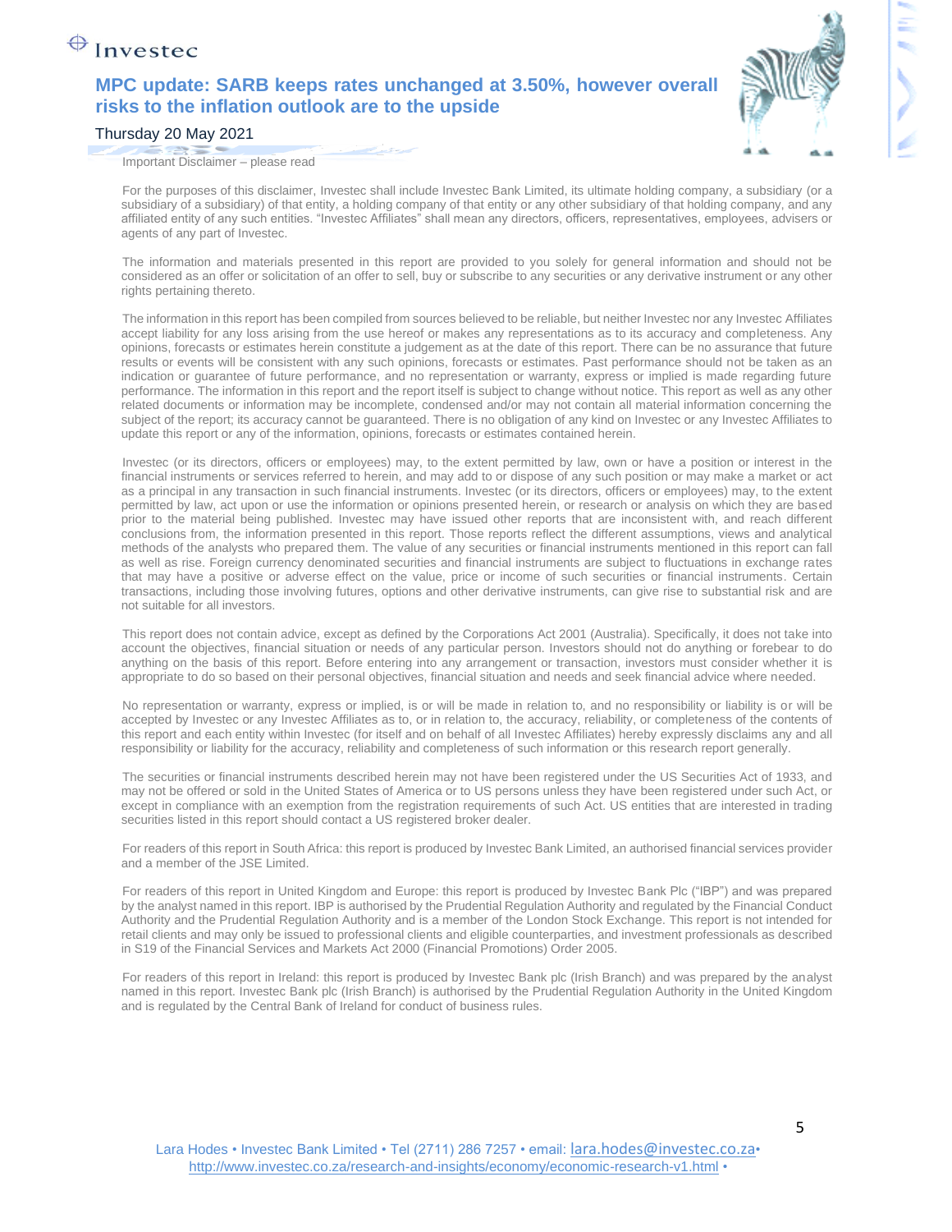Important Disclaimer – please read

For the purposes of this disclaimer, Investec shall include Investec Bank Limited, its ultimate holding company, a subsidiary (or a subsidiary of a subsidiary) of that entity, a holding company of that entity or any other subsidiary of that holding company, and any affiliated entity of any such entities. "Investec Affiliates" shall mean any directors, officers, representatives, employees, advisers or agents of any part of Investec.

The information and materials presented in this report are provided to you solely for general information and should not be considered as an offer or solicitation of an offer to sell, buy or subscribe to any securities or any derivative instrument or any other rights pertaining thereto.

The information in this report has been compiled from sources believed to be reliable, but neither Investec nor any Investec Affiliates accept liability for any loss arising from the use hereof or makes any representations as to its accuracy and completeness. Any opinions, forecasts or estimates herein constitute a judgement as at the date of this report. There can be no assurance that future results or events will be consistent with any such opinions, forecasts or estimates. Past performance should not be taken as an indication or guarantee of future performance, and no representation or warranty, express or implied is made regarding future performance. The information in this report and the report itself is subject to change without notice. This report as well as any other related documents or information may be incomplete, condensed and/or may not contain all material information concerning the subject of the report; its accuracy cannot be guaranteed. There is no obligation of any kind on Investec or any Investec Affiliates to update this report or any of the information, opinions, forecasts or estimates contained herein.

Investec (or its directors, officers or employees) may, to the extent permitted by law, own or have a position or interest in the financial instruments or services referred to herein, and may add to or dispose of any such position or may make a market or act as a principal in any transaction in such financial instruments. Investec (or its directors, officers or employees) may, to the extent permitted by law, act upon or use the information or opinions presented herein, or research or analysis on which they are based prior to the material being published. Investec may have issued other reports that are inconsistent with, and reach different conclusions from, the information presented in this report. Those reports reflect the different assumptions, views and analytical methods of the analysts who prepared them. The value of any securities or financial instruments mentioned in this report can fall as well as rise. Foreign currency denominated securities and financial instruments are subject to fluctuations in exchange rates that may have a positive or adverse effect on the value, price or income of such securities or financial instruments. Certain transactions, including those involving futures, options and other derivative instruments, can give rise to substantial risk and are not suitable for all investors.

This report does not contain advice, except as defined by the Corporations Act 2001 (Australia). Specifically, it does not take into account the objectives, financial situation or needs of any particular person. Investors should not do anything or forebear to do anything on the basis of this report. Before entering into any arrangement or transaction, investors must consider whether it is appropriate to do so based on their personal objectives, financial situation and needs and seek financial advice where needed.

No representation or warranty, express or implied, is or will be made in relation to, and no responsibility or liability is or will be accepted by Investec or any Investec Affiliates as to, or in relation to, the accuracy, reliability, or completeness of the contents of this report and each entity within Investec (for itself and on behalf of all Investec Affiliates) hereby expressly disclaims any and all responsibility or liability for the accuracy, reliability and completeness of such information or this research report generally.

The securities or financial instruments described herein may not have been registered under the US Securities Act of 1933, and may not be offered or sold in the United States of America or to US persons unless they have been registered under such Act, or except in compliance with an exemption from the registration requirements of such Act. US entities that are interested in trading securities listed in this report should contact a US registered broker dealer.

For readers of this report in South Africa: this report is produced by Investec Bank Limited, an authorised financial services provider and a member of the JSE Limited.

For readers of this report in United Kingdom and Europe: this report is produced by Investec Bank Plc ("IBP") and was prepared by the analyst named in this report. IBP is authorised by the Prudential Regulation Authority and regulated by the Financial Conduct Authority and the Prudential Regulation Authority and is a member of the London Stock Exchange. This report is not intended for retail clients and may only be issued to professional clients and eligible counterparties, and investment professionals as described in S19 of the Financial Services and Markets Act 2000 (Financial Promotions) Order 2005.

For readers of this report in Ireland: this report is produced by Investec Bank plc (Irish Branch) and was prepared by the analyst named in this report. Investec Bank plc (Irish Branch) is authorised by the Prudential Regulation Authority in the United Kingdom and is regulated by the Central Bank of Ireland for conduct of business rules.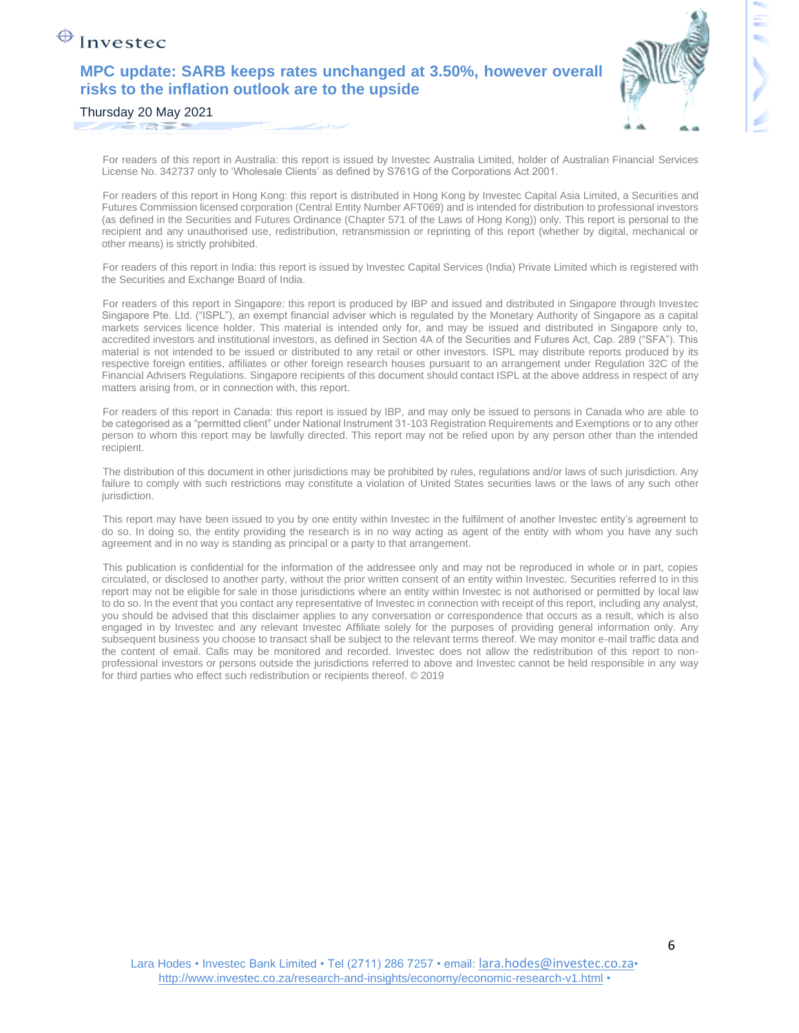For readers of this report in Australia: this report is issued by Investec Australia Limited, holder of Australian Financial Services License No. 342737 only to 'Wholesale Clients' as defined by S761G of the Corporations Act 2001.

For readers of this report in Hong Kong: this report is distributed in Hong Kong by Investec Capital Asia Limited, a Securities and Futures Commission licensed corporation (Central Entity Number AFT069) and is intended for distribution to professional investors (as defined in the Securities and Futures Ordinance (Chapter 571 of the Laws of Hong Kong)) only. This report is personal to the recipient and any unauthorised use, redistribution, retransmission or reprinting of this report (whether by digital, mechanical or other means) is strictly prohibited.

For readers of this report in India: this report is issued by Investec Capital Services (India) Private Limited which is registered with the Securities and Exchange Board of India.

For readers of this report in Singapore: this report is produced by IBP and issued and distributed in Singapore through Investec Singapore Pte. Ltd. ("ISPL"), an exempt financial adviser which is regulated by the Monetary Authority of Singapore as a capital markets services licence holder. This material is intended only for, and may be issued and distributed in Singapore only to, accredited investors and institutional investors, as defined in Section 4A of the Securities and Futures Act, Cap. 289 ("SFA"). This material is not intended to be issued or distributed to any retail or other investors. ISPL may distribute reports produced by its respective foreign entities, affiliates or other foreign research houses pursuant to an arrangement under Regulation 32C of the Financial Advisers Regulations. Singapore recipients of this document should contact ISPL at the above address in respect of any matters arising from, or in connection with, this report.

For readers of this report in Canada: this report is issued by IBP, and may only be issued to persons in Canada who are able to be categorised as a "permitted client" under National Instrument 31-103 Registration Requirements and Exemptions or to any other person to whom this report may be lawfully directed. This report may not be relied upon by any person other than the intended recipient.

The distribution of this document in other jurisdictions may be prohibited by rules, regulations and/or laws of such jurisdiction. Any failure to comply with such restrictions may constitute a violation of United States securities laws or the laws of any such other jurisdiction.

This report may have been issued to you by one entity within Investec in the fulfilment of another Investec entity's agreement to do so. In doing so, the entity providing the research is in no way acting as agent of the entity with whom you have any such agreement and in no way is standing as principal or a party to that arrangement.

This publication is confidential for the information of the addressee only and may not be reproduced in whole or in part, copies circulated, or disclosed to another party, without the prior written consent of an entity within Investec. Securities referred to in this report may not be eligible for sale in those jurisdictions where an entity within Investec is not authorised or permitted by local law to do so. In the event that you contact any representative of Investec in connection with receipt of this report, including any analyst, you should be advised that this disclaimer applies to any conversation or correspondence that occurs as a result, which is also engaged in by Investec and any relevant Investec Affiliate solely for the purposes of providing general information only. Any subsequent business you choose to transact shall be subject to the relevant terms thereof. We may monitor e-mail traffic data and the content of email. Calls may be monitored and recorded. Investec does not allow the redistribution of this report to non-professional investors or persons outside the jurisdictions referred to above and Investec cannot be held responsible in any way for third parties who effect such redistribution or recipients thereof. © 2019